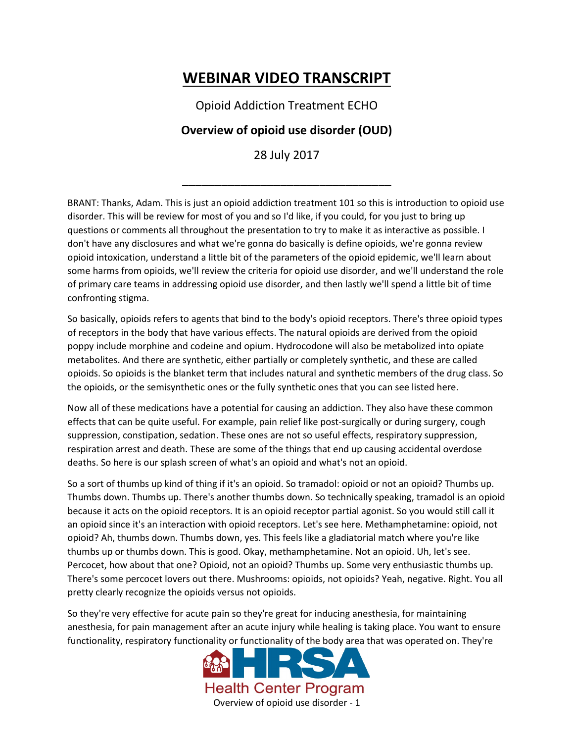# WEBINAR VIDEO TRANSCRIPT

Opioid Addiction Treatment ECHO

**Overview of opioid use disorder (OUD)**

28 July 2017

---

BRANT: Thanks, Adam. This is just an opioid addiction treatment 101 so this is introduction to opioid use disorder. This will be review for most of you and so I'd like, if you could, for you just to bring up questions or comments all throughout the presentation to try to make it as interactive as possible. I don't have any disclosures and what we're gonna do basically is define opioids, we're gonna review opioid intoxication, understand a little bit of the parameters of the opioid epidemic, we'll learn about some harms from opioids, we'll review the criteria for opioid use disorder, and we'll understand the role of primary care teams in addressing opioid use disorder, and then lastly we'll spend a little bit of time confronting stigma.

So basically, opioids refers to agents that bind to the body's opioid receptors. There's three opioid types of receptors in the body that have various effects. The natural opioids are derived from the opioid poppy include morphine and codeine and opium. Hydrocodone will also be metabolized into opiate metabolites. And there are synthetic, either partially or completely synthetic, and these are called opioids. So opioids is the blanket term that includes natural and synthetic members of the drug class. So the opioids, or the semisynthetic ones or the fully synthetic ones that you can see listed here.

Now all of these medications have a potential for causing an addiction. They also have these common effects that can be quite useful. For example, pain relief like post-surgically or during surgery, cough suppression, constipation, sedation. These ones are not so useful effects, respiratory suppression, respiration arrest and death. These are some of the things that end up causing accidental overdose deaths. So here is our splash screen of what's an opioid and what's not an opioid.

So a sort of thumbs up kind of thing if it's an opioid. So tramadol: opioid or not an opioid? Thumbs up. Thumbs down. Thumbs up. There's another thumbs down. So technically speaking, tramadol is an opioid because it acts on the opioid receptors. It is an opioid receptor partial agonist. So you would still call it an opioid since it's an interaction with opioid receptors. Let's see here. Methamphetamine: opioid, not opioid? Ah, thumbs down. Thumbs down, yes. This feels like a gladiatorial match where you're like thumbs up or thumbs down. This is good. Okay, methamphetamine. Not an opioid. Uh, let's see. Percocet, how about that one? Opioid, not an opioid? Thumbs up. Some very enthusiastic thumbs up. There's some percocet lovers out there. Mushrooms: opioids, not opioids? Yeah, negative. Right. You all pretty clearly recognize the opioids versus not opioids.

So they're very effective for acute pain so they're great for inducing anesthesia, for maintaining anesthesia, for pain management after an acute injury while healing is taking place. You want to ensure functionality, respiratory functionality or functionality of the body area that was operated on. They're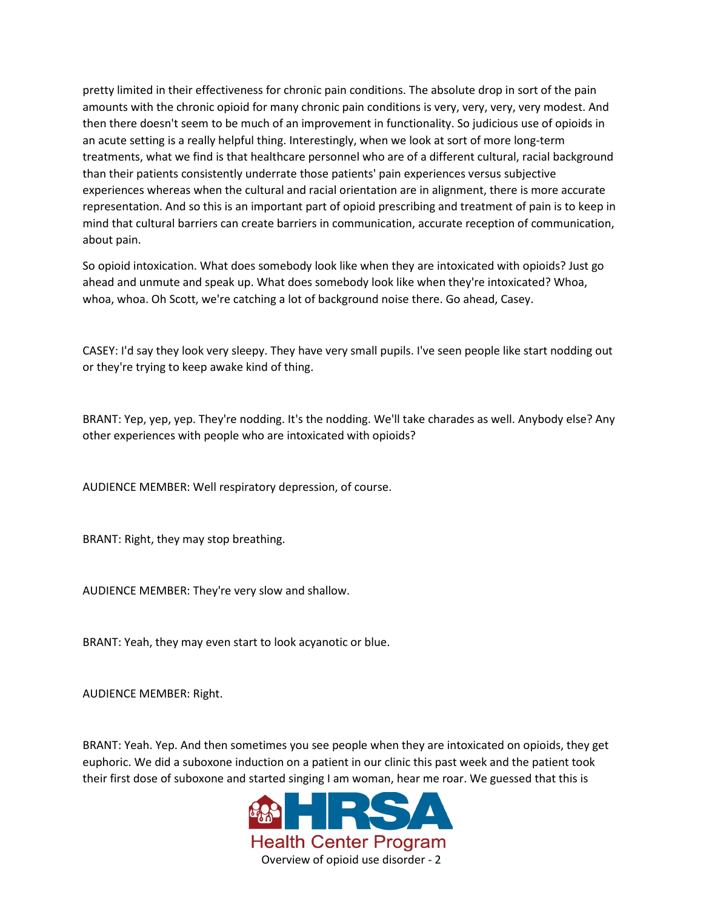pretty limited in their effectiveness for chronic pain conditions. The absolute drop in sort of the pain amounts with the chronic opioid for many chronic pain conditions is very, very, very, very modest. And then there doesn't seem to be much of an improvement in functionality. So judicious use of opioids in an acute setting is a really helpful thing. Interestingly, when we look at sort of more long-term treatments, what we find is that healthcare personnel who are of a different cultural, racial background than their patients consistently underrate those patients' pain experiences versus subjective experiences whereas when the cultural and racial orientation are in alignment, there is more accurate representation. And so this is an important part of opioid prescribing and treatment of pain is to keep in mind that cultural barriers can create barriers in communication, accurate reception of communication, about pain.

So opioid intoxication. What does somebody look like when they are intoxicated with opioids? Just go ahead and unmute and speak up. What does somebody look like when they're intoxicated? Whoa, whoa, whoa. Oh Scott, we're catching a lot of background noise there. Go ahead, Casey.

CASEY: I'd say they look very sleepy. They have very small pupils. I've seen people like start nodding out or they're trying to keep awake kind of thing.

BRANT: Yep, yep, yep. They're nodding. It's the nodding. We'll take charades as well. Anybody else? Any other experiences with people who are intoxicated with opioids?

AUDIENCE MEMBER: Well respiratory depression, of course.

BRANT: Right, they may stop breathing.

AUDIENCE MEMBER: They're very slow and shallow.

BRANT: Yeah, they may even start to look acyanotic or blue.

AUDIENCE MEMBER: Right.

BRANT: Yeah. Yep. And then sometimes you see people when they are intoxicated on opioids, they get euphoric. We did a suboxone induction on a patient in our clinic this past week and the patient took their first dose of suboxone and started singing I am woman, hear me roar. We guessed that this is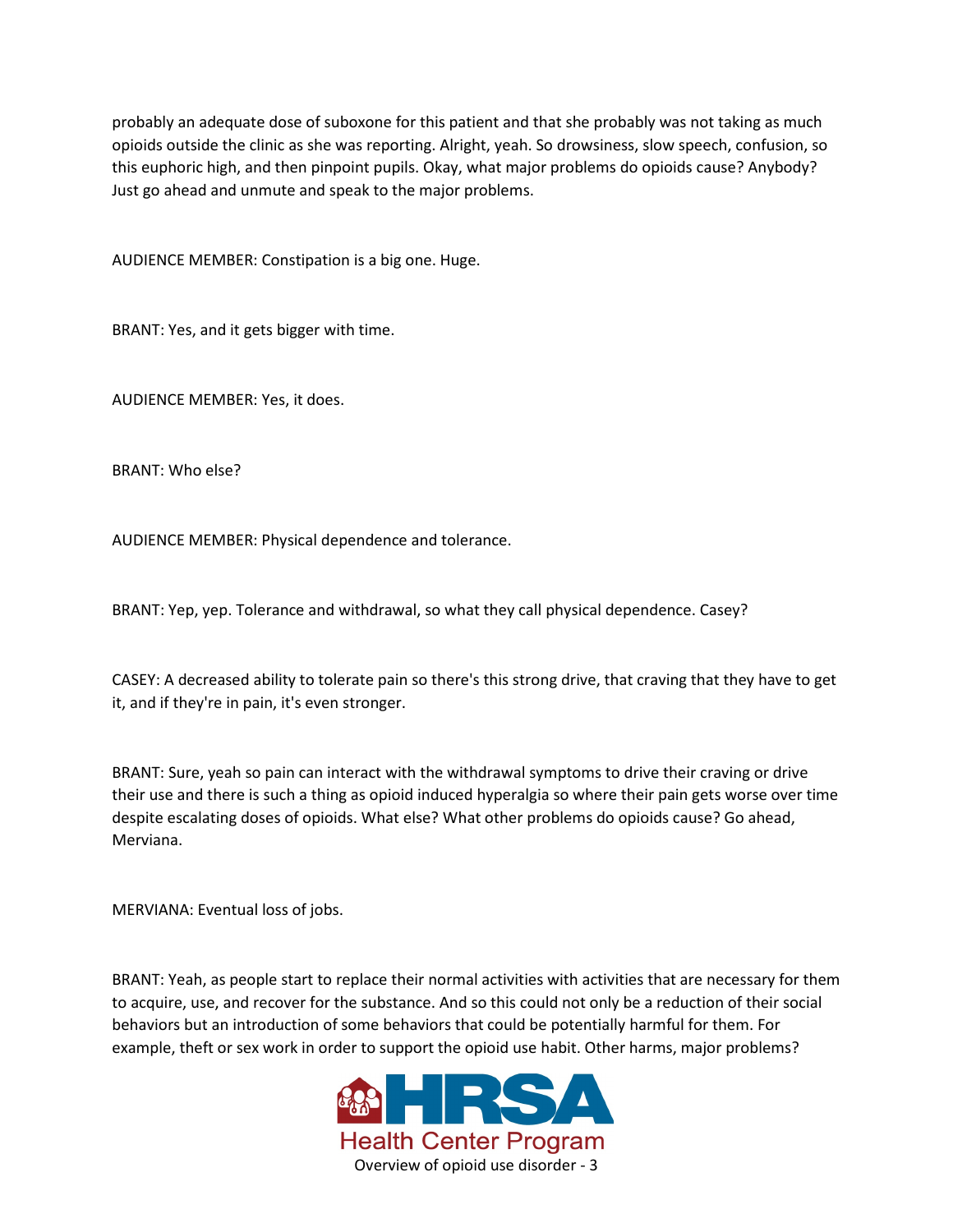probably an adequate dose of suboxone for this patient and that she probably was not taking as much opioids outside the clinic as she was reporting. Alright, yeah. So drowsiness, slow speech, confusion, so this euphoric high, and then pinpoint pupils. Okay, what major problems do opioids cause? Anybody? Just go ahead and unmute and speak to the major problems.

AUDIENCE MEMBER: Constipation is a big one. Huge.

BRANT: Yes, and it gets bigger with time.

AUDIENCE MEMBER: Yes, it does.

BRANT: Who else?

AUDIENCE MEMBER: Physical dependence and tolerance.

BRANT: Yep, yep. Tolerance and withdrawal, so what they call physical dependence. Casey?

CASEY: A decreased ability to tolerate pain so there's this strong drive, that craving that they have to get it, and if they're in pain, it's even stronger.

BRANT: Sure, yeah so pain can interact with the withdrawal symptoms to drive their craving or drive their use and there is such a thing as opioid induced hyperalgia so where their pain gets worse over time despite escalating doses of opioids. What else? What other problems do opioids cause? Go ahead, Merviana.

MERVIANA: Eventual loss of jobs.

BRANT: Yeah, as people start to replace their normal activities with activities that are necessary for them to acquire, use, and recover for the substance. And so this could not only be a reduction of their social behaviors but an introduction of some behaviors that could be potentially harmful for them. For example, theft or sex work in order to support the opioid use habit. Other harms, major problems?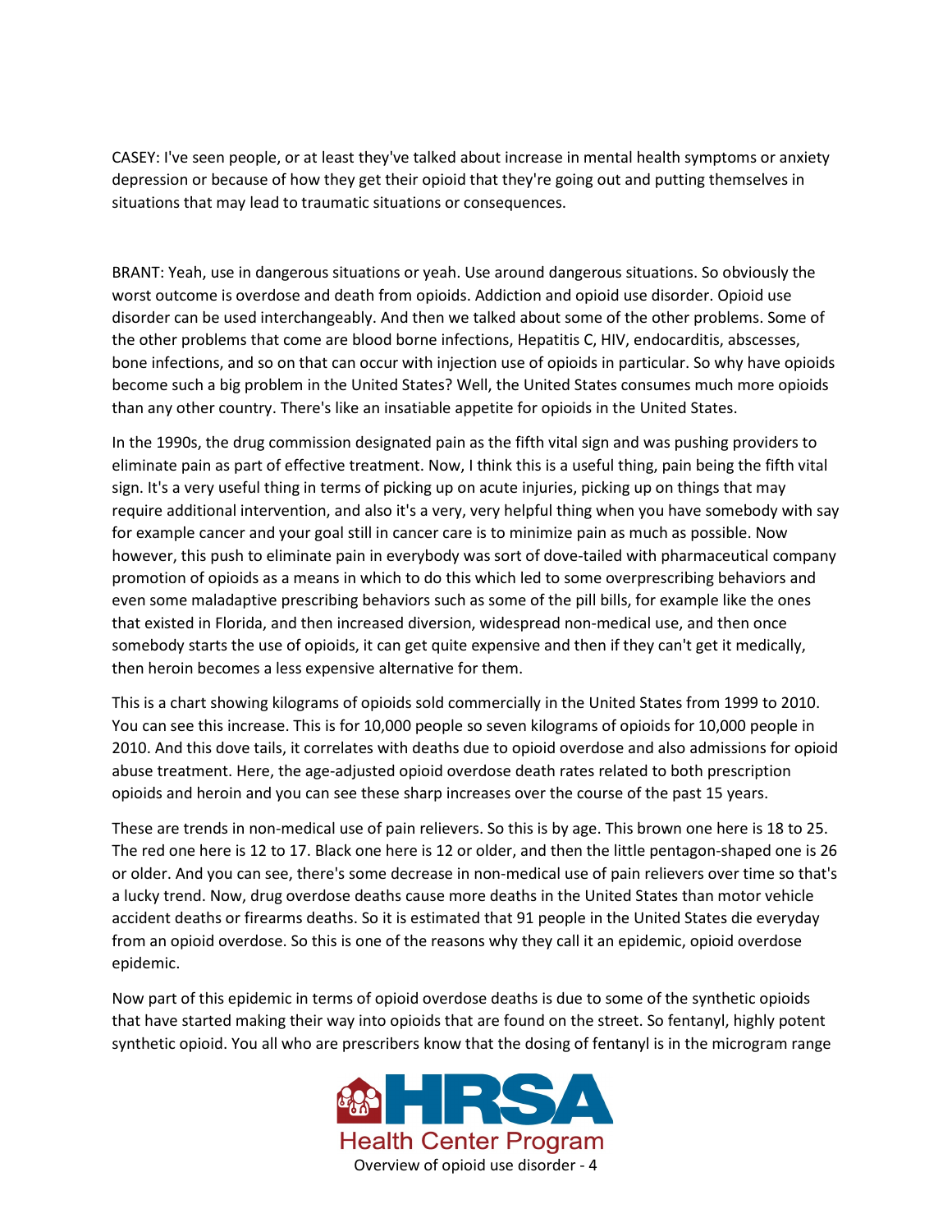CASEY: I've seen people, or at least they've talked about increase in mental health symptoms or anxiety depression or because of how they get their opioid that they're going out and putting themselves in situations that may lead to traumatic situations or consequences.

BRANT: Yeah, use in dangerous situations or yeah. Use around dangerous situations. So obviously the worst outcome is overdose and death from opioids. Addiction and opioid use disorder. Opioid use disorder can be used interchangeably. And then we talked about some of the other problems. Some of the other problems that come are blood borne infections, Hepatitis C, HIV, endocarditis, abscesses, bone infections, and so on that can occur with injection use of opioids in particular. So why have opioids become such a big problem in the United States? Well, the United States consumes much more opioids than any other country. There's like an insatiable appetite for opioids in the United States.

In the 1990s, the drug commission designated pain as the fifth vital sign and was pushing providers to eliminate pain as part of effective treatment. Now, I think this is a useful thing, pain being the fifth vital sign. It's a very useful thing in terms of picking up on acute injuries, picking up on things that may require additional intervention, and also it's a very, very helpful thing when you have somebody with say for example cancer and your goal still in cancer care is to minimize pain as much as possible. Now however, this push to eliminate pain in everybody was sort of dove-tailed with pharmaceutical company promotion of opioids as a means in which to do this which led to some overprescribing behaviors and even some maladaptive prescribing behaviors such as some of the pill bills, for example like the ones that existed in Florida, and then increased diversion, widespread non-medical use, and then once somebody starts the use of opioids, it can get quite expensive and then if they can't get it medically, then heroin becomes a less expensive alternative for them.

This is a chart showing kilograms of opioids sold commercially in the United States from 1999 to 2010. You can see this increase. This is for 10,000 people so seven kilograms of opioids for 10,000 people in 2010. And this dove tails, it correlates with deaths due to opioid overdose and also admissions for opioid abuse treatment. Here, the age-adjusted opioid overdose death rates related to both prescription opioids and heroin and you can see these sharp increases over the course of the past 15 years.

These are trends in non-medical use of pain relievers. So this is by age. This brown one here is 18 to 25. The red one here is 12 to 17. Black one here is 12 or older, and then the little pentagon-shaped one is 26 or older. And you can see, there's some decrease in non-medical use of pain relievers over time so that's a lucky trend. Now, drug overdose deaths cause more deaths in the United States than motor vehicle accident deaths or firearms deaths. So it is estimated that 91 people in the United States die everyday from an opioid overdose. So this is one of the reasons why they call it an epidemic, opioid overdose epidemic.

Now part of this epidemic in terms of opioid overdose deaths is due to some of the synthetic opioids that have started making their way into opioids that are found on the street. So fentanyl, highly potent synthetic opioid. You all who are prescribers know that the dosing of fentanyl is in the microgram range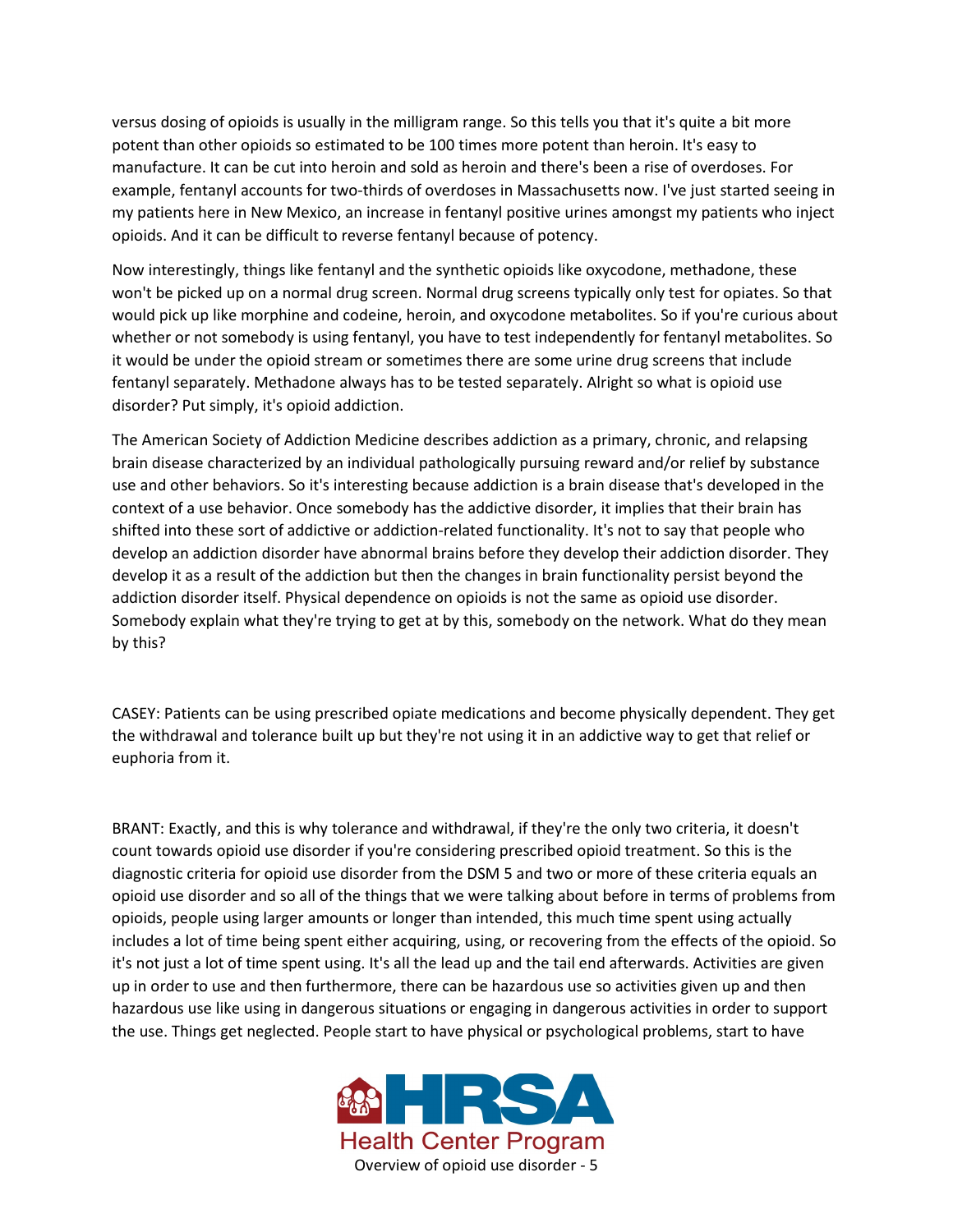versus dosing of opioids is usually in the milligram range. So this tells you that it's quite a bit more potent than other opioids so estimated to be 100 times more potent than heroin. It's easy to manufacture. It can be cut into heroin and sold as heroin and there's been a rise of overdoses. For example, fentanyl accounts for two-thirds of overdoses in Massachusetts now. I've just started seeing in my patients here in New Mexico, an increase in fentanyl positive urines amongst my patients who inject opioids. And it can be difficult to reverse fentanyl because of potency.

Now interestingly, things like fentanyl and the synthetic opioids like oxycodone, methadone, these won't be picked up on a normal drug screen. Normal drug screens typically only test for opiates. So that would pick up like morphine and codeine, heroin, and oxycodone metabolites. So if you're curious about whether or not somebody is using fentanyl, you have to test independently for fentanyl metabolites. So it would be under the opioid stream or sometimes there are some urine drug screens that include fentanyl separately. Methadone always has to be tested separately. Alright so what is opioid use disorder? Put simply, it's opioid addiction.

The American Society of Addiction Medicine describes addiction as a primary, chronic, and relapsing brain disease characterized by an individual pathologically pursuing reward and/or relief by substance use and other behaviors. So it's interesting because addiction is a brain disease that's developed in the context of a use behavior. Once somebody has the addictive disorder, it implies that their brain has shifted into these sort of addictive or addiction-related functionality. It's not to say that people who develop an addiction disorder have abnormal brains before they develop their addiction disorder. They develop it as a result of the addiction but then the changes in brain functionality persist beyond the addiction disorder itself. Physical dependence on opioids is not the same as opioid use disorder. Somebody explain what they're trying to get at by this, somebody on the network. What do they mean by this?

CASEY: Patients can be using prescribed opiate medications and become physically dependent. They get the withdrawal and tolerance built up but they're not using it in an addictive way to get that relief or euphoria from it.

BRANT: Exactly, and this is why tolerance and withdrawal, if they're the only two criteria, it doesn't count towards opioid use disorder if you're considering prescribed opioid treatment. So this is the diagnostic criteria for opioid use disorder from the DSM 5 and two or more of these criteria equals an opioid use disorder and so all of the things that we were talking about before in terms of problems from opioids, people using larger amounts or longer than intended, this much time spent using actually includes a lot of time being spent either acquiring, using, or recovering from the effects of the opioid. So it's not just a lot of time spent using. It's all the lead up and the tail end afterwards. Activities are given up in order to use and then furthermore, there can be hazardous use so activities given up and then hazardous use like using in dangerous situations or engaging in dangerous activities in order to support the use. Things get neglected. People start to have physical or psychological problems, start to have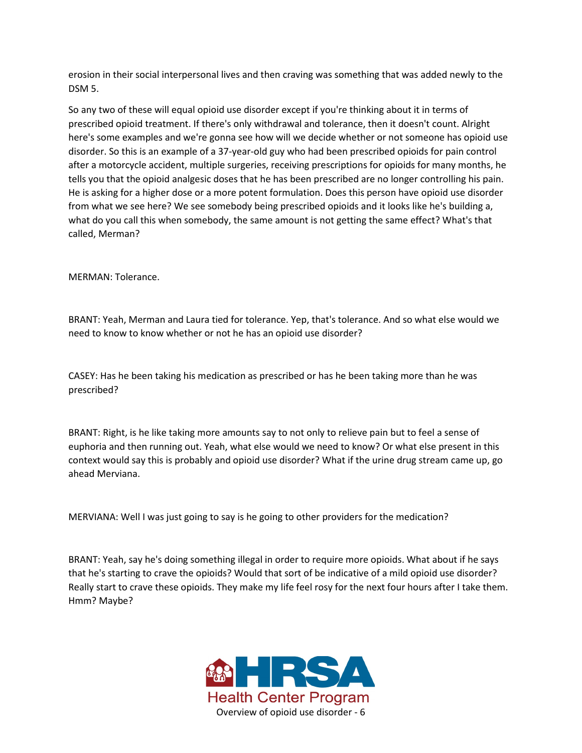erosion in their social interpersonal lives and then craving was something that was added newly to the DSM 5.

So any two of these will equal opioid use disorder except if you're thinking about it in terms of prescribed opioid treatment. If there's only withdrawal and tolerance, then it doesn't count. Alright here's some examples and we're gonna see how will we decide whether or not someone has opioid use disorder. So this is an example of a 37-year-old guy who had been prescribed opioids for pain control after a motorcycle accident, multiple surgeries, receiving prescriptions for opioids for many months, he tells you that the opioid analgesic doses that he has been prescribed are no longer controlling his pain. He is asking for a higher dose or a more potent formulation. Does this person have opioid use disorder from what we see here? We see somebody being prescribed opioids and it looks like he's building a, what do you call this when somebody, the same amount is not getting the same effect? What's that called, Merman?

MERMAN: Tolerance.

BRANT: Yeah, Merman and Laura tied for tolerance. Yep, that's tolerance. And so what else would we need to know to know whether or not he has an opioid use disorder?

CASEY: Has he been taking his medication as prescribed or has he been taking more than he was prescribed?

BRANT: Right, is he like taking more amounts say to not only to relieve pain but to feel a sense of euphoria and then running out. Yeah, what else would we need to know? Or what else present in this context would say this is probably and opioid use disorder? What if the urine drug stream came up, go ahead Merviana.

MERVIANA: Well I was just going to say is he going to other providers for the medication?

BRANT: Yeah, say he's doing something illegal in order to require more opioids. What about if he says that he's starting to crave the opioids? Would that sort of be indicative of a mild opioid use disorder? Really start to crave these opioids. They make my life feel rosy for the next four hours after I take them. Hmm? Maybe?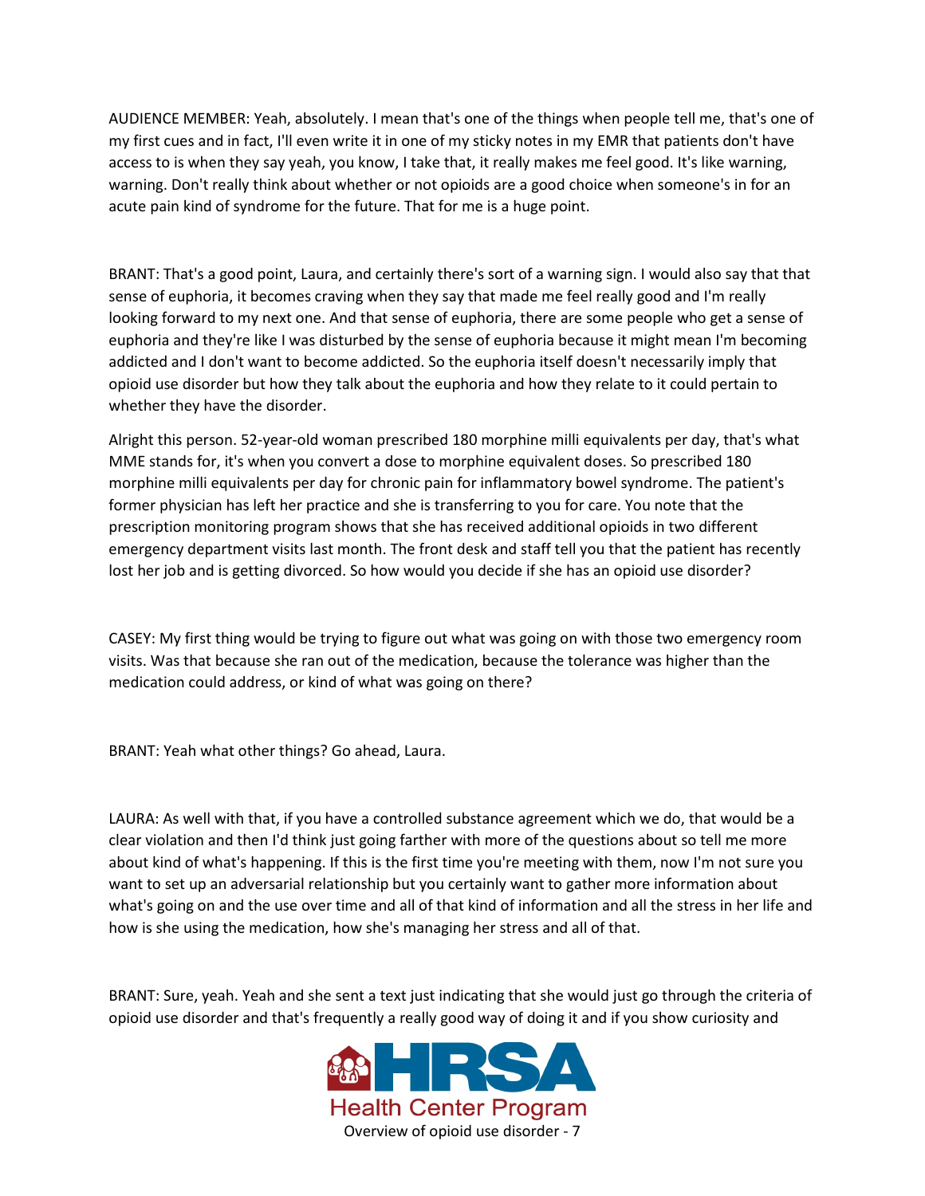AUDIENCE MEMBER: Yeah, absolutely. I mean that's one of the things when people tell me, that's one of my first cues and in fact, I'll even write it in one of my sticky notes in my EMR that patients don't have access to is when they say yeah, you know, I take that, it really makes me feel good. It's like warning, warning. Don't really think about whether or not opioids are a good choice when someone's in for an acute pain kind of syndrome for the future. That for me is a huge point.

BRANT: That's a good point, Laura, and certainly there's sort of a warning sign. I would also say that that sense of euphoria, it becomes craving when they say that made me feel really good and I'm really looking forward to my next one. And that sense of euphoria, there are some people who get a sense of euphoria and they're like I was disturbed by the sense of euphoria because it might mean I'm becoming addicted and I don't want to become addicted. So the euphoria itself doesn't necessarily imply that opioid use disorder but how they talk about the euphoria and how they relate to it could pertain to whether they have the disorder.

Alright this person. 52-year-old woman prescribed 180 morphine milli equivalents per day, that's what MME stands for, it's when you convert a dose to morphine equivalent doses. So prescribed 180 morphine milli equivalents per day for chronic pain for inflammatory bowel syndrome. The patient's former physician has left her practice and she is transferring to you for care. You note that the prescription monitoring program shows that she has received additional opioids in two different emergency department visits last month. The front desk and staff tell you that the patient has recently lost her job and is getting divorced. So how would you decide if she has an opioid use disorder?

CASEY: My first thing would be trying to figure out what was going on with those two emergency room visits. Was that because she ran out of the medication, because the tolerance was higher than the medication could address, or kind of what was going on there?

BRANT: Yeah what other things? Go ahead, Laura.

LAURA: As well with that, if you have a controlled substance agreement which we do, that would be a clear violation and then I'd think just going farther with more of the questions about so tell me more about kind of what's happening. If this is the first time you're meeting with them, now I'm not sure you want to set up an adversarial relationship but you certainly want to gather more information about what's going on and the use over time and all of that kind of information and all the stress in her life and how is she using the medication, how she's managing her stress and all of that.

BRANT: Sure, yeah. Yeah and she sent a text just indicating that she would just go through the criteria of opioid use disorder and that's frequently a really good way of doing it and if you show curiosity and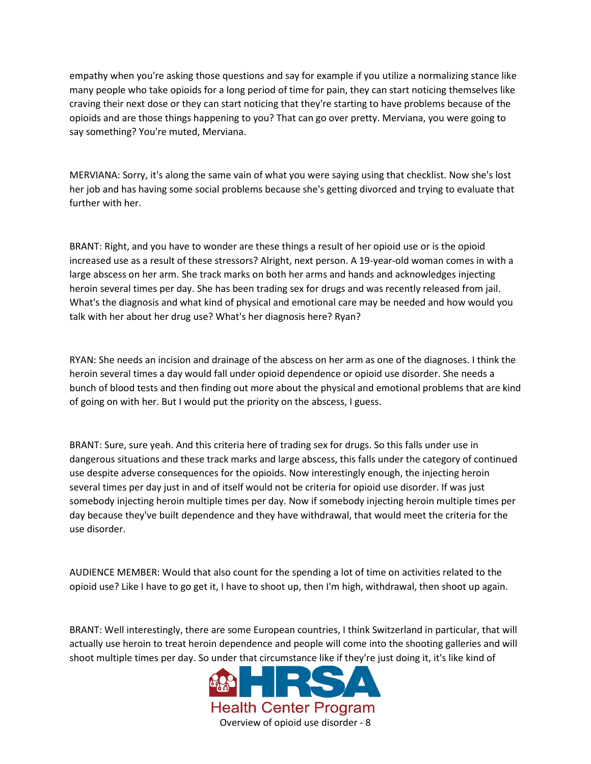empathy when you're asking those questions and say for example if you utilize a normalizing stance like many people who take opioids for a long period of time for pain, they can start noticing themselves like craving their next dose or they can start noticing that they're starting to have problems because of the opioids and are those things happening to you? That can go over pretty. Merviana, you were going to say something? You're muted, Merviana.

MERVIANA: Sorry, it's along the same vain of what you were saying using that checklist. Now she's lost her job and has having some social problems because she's getting divorced and trying to evaluate that further with her.

BRANT: Right, and you have to wonder are these things a result of her opioid use or is the opioid increased use as a result of these stressors? Alright, next person. A 19-year-old woman comes in with a large abscess on her arm. She track marks on both her arms and hands and acknowledges injecting heroin several times per day. She has been trading sex for drugs and was recently released from jail. What's the diagnosis and what kind of physical and emotional care may be needed and how would you talk with her about her drug use? What's her diagnosis here? Ryan?

RYAN: She needs an incision and drainage of the abscess on her arm as one of the diagnoses. I think the heroin several times a day would fall under opioid dependence or opioid use disorder. She needs a bunch of blood tests and then finding out more about the physical and emotional problems that are kind of going on with her. But I would put the priority on the abscess, I guess.

BRANT: Sure, sure yeah. And this criteria here of trading sex for drugs. So this falls under use in dangerous situations and these track marks and large abscess, this falls under the category of continued use despite adverse consequences for the opioids. Now interestingly enough, the injecting heroin several times per day just in and of itself would not be criteria for opioid use disorder. If was just somebody injecting heroin multiple times per day. Now if somebody injecting heroin multiple times per day because they've built dependence and they have withdrawal, that would meet the criteria for the use disorder.

AUDIENCE MEMBER: Would that also count for the spending a lot of time on activities related to the opioid use? Like I have to go get it, I have to shoot up, then I'm high, withdrawal, then shoot up again.

BRANT: Well interestingly, there are some European countries, I think Switzerland in particular, that will actually use heroin to treat heroin dependence and people will come into the shooting galleries and will shoot multiple times per day. So under that circumstance like if they're just doing it, it's like kind of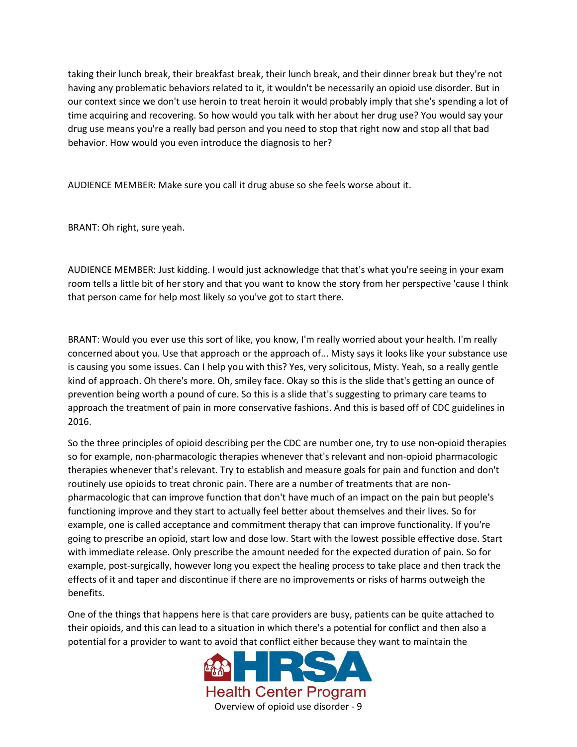taking their lunch break, their breakfast break, their lunch break, and their dinner break but they're not having any problematic behaviors related to it, it wouldn't be necessarily an opioid use disorder. But in our context since we don't use heroin to treat heroin it would probably imply that she's spending a lot of time acquiring and recovering. So how would you talk with her about her drug use? You would say your drug use means you're a really bad person and you need to stop that right now and stop all that bad behavior. How would you even introduce the diagnosis to her?

AUDIENCE MEMBER: Make sure you call it drug abuse so she feels worse about it.

BRANT: Oh right, sure yeah.

AUDIENCE MEMBER: Just kidding. I would just acknowledge that that's what you're seeing in your exam room tells a little bit of her story and that you want to know the story from her perspective 'cause I think that person came for help most likely so you've got to start there.

BRANT: Would you ever use this sort of like, you know, I'm really worried about your health. I'm really concerned about you. Use that approach or the approach of... Misty says it looks like your substance use is causing you some issues. Can I help you with this? Yes, very solicitous, Misty. Yeah, so a really gentle kind of approach. Oh there's more. Oh, smiley face. Okay so this is the slide that's getting an ounce of prevention being worth a pound of cure. So this is a slide that's suggesting to primary care teams to approach the treatment of pain in more conservative fashions. And this is based off of CDC guidelines in 2016.

So the three principles of opioid describing per the CDC are number one, try to use non-opioid therapies so for example, non-pharmacologic therapies whenever that's relevant and non-opioid pharmacologic therapies whenever that's relevant. Try to establish and measure goals for pain and function and don't routinely use opioids to treat chronic pain. There are a number of treatments that are non-pharmacologic that can improve function that don't have much of an impact on the pain but people's functioning improve and they start to actually feel better about themselves and their lives. So for example, one is called acceptance and commitment therapy that can improve functionality. If you're going to prescribe an opioid, start low and dose low. Start with the lowest possible effective dose. Start with immediate release. Only prescribe the amount needed for the expected duration of pain. So for example, post-surgically, however long you expect the healing process to take place and then track the effects of it and taper and discontinue if there are no improvements or risks of harms outweigh the benefits.

One of the things that happens here is that care providers are busy, patients can be quite attached to their opioids, and this can lead to a situation in which there's a potential for conflict and then also a potential for a provider to want to avoid that conflict either because they want to maintain the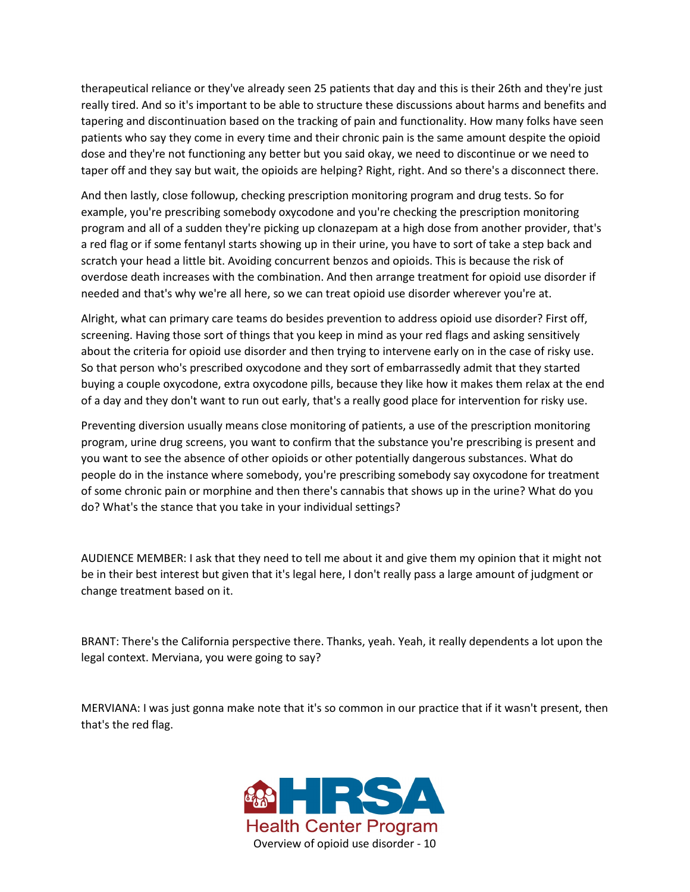therapeutical reliance or they've already seen 25 patients that day and this is their 26th and they're just really tired. And so it's important to be able to structure these discussions about harms and benefits and tapering and discontinuation based on the tracking of pain and functionality. How many folks have seen patients who say they come in every time and their chronic pain is the same amount despite the opioid dose and they're not functioning any better but you said okay, we need to discontinue or we need to taper off and they say but wait, the opioids are helping? Right, right. And so there's a disconnect there.

And then lastly, close followup, checking prescription monitoring program and drug tests. So for example, you're prescribing somebody oxycodone and you're checking the prescription monitoring program and all of a sudden they're picking up clonazepam at a high dose from another provider, that's a red flag or if some fentanyl starts showing up in their urine, you have to sort of take a step back and scratch your head a little bit. Avoiding concurrent benzos and opioids. This is because the risk of overdose death increases with the combination. And then arrange treatment for opioid use disorder if needed and that's why we're all here, so we can treat opioid use disorder wherever you're at.

Alright, what can primary care teams do besides prevention to address opioid use disorder? First off, screening. Having those sort of things that you keep in mind as your red flags and asking sensitively about the criteria for opioid use disorder and then trying to intervene early on in the case of risky use. So that person who's prescribed oxycodone and they sort of embarrassedly admit that they started buying a couple oxycodone, extra oxycodone pills, because they like how it makes them relax at the end of a day and they don't want to run out early, that's a really good place for intervention for risky use.

Preventing diversion usually means close monitoring of patients, a use of the prescription monitoring program, urine drug screens, you want to confirm that the substance you're prescribing is present and you want to see the absence of other opioids or other potentially dangerous substances. What do people do in the instance where somebody, you're prescribing somebody say oxycodone for treatment of some chronic pain or morphine and then there's cannabis that shows up in the urine? What do you do? What's the stance that you take in your individual settings?

AUDIENCE MEMBER: I ask that they need to tell me about it and give them my opinion that it might not be in their best interest but given that it's legal here, I don't really pass a large amount of judgment or change treatment based on it.

BRANT: There's the California perspective there. Thanks, yeah. Yeah, it really dependents a lot upon the legal context. Merviana, you were going to say?

MERVIANA: I was just gonna make note that it's so common in our practice that if it wasn't present, then that's the red flag.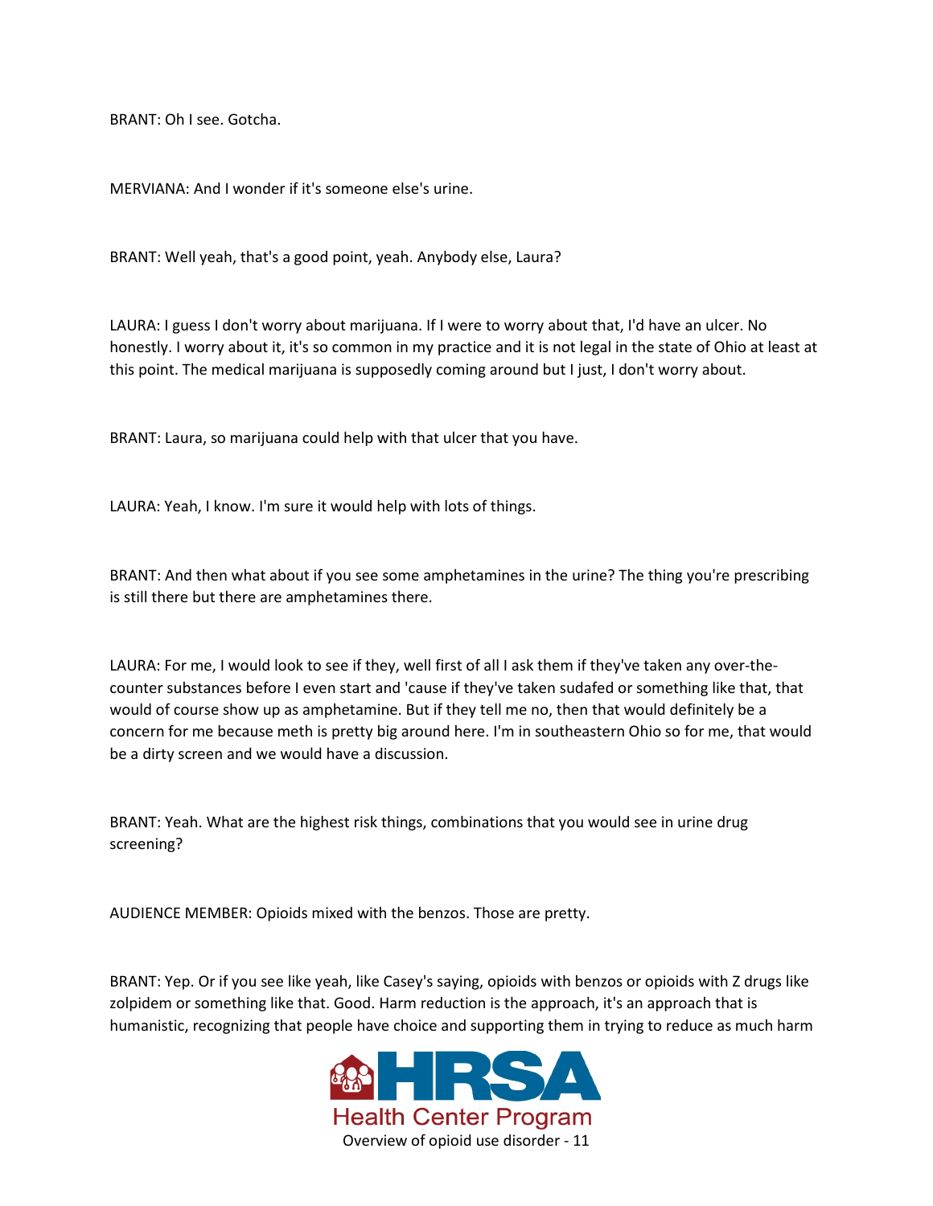BRANT: Oh I see. Gotcha.

MERVIANA: And I wonder if it's someone else's urine.

BRANT: Well yeah, that's a good point, yeah. Anybody else, Laura?

LAURA: I guess I don't worry about marijuana. If I were to worry about that, I'd have an ulcer. No honestly. I worry about it, it's so common in my practice and it is not legal in the state of Ohio at least at this point. The medical marijuana is supposedly coming around but I just, I don't worry about.

BRANT: Laura, so marijuana could help with that ulcer that you have.

LAURA: Yeah, I know. I'm sure it would help with lots of things.

BRANT: And then what about if you see some amphetamines in the urine? The thing you're prescribing is still there but there are amphetamines there.

LAURA: For me, I would look to see if they, well first of all I ask them if they've taken any over-the-counter substances before I even start and 'cause if they've taken sudafed or something like that, that would of course show up as amphetamine. But if they tell me no, then that would definitely be a concern for me because meth is pretty big around here. I'm in southeastern Ohio so for me, that would be a dirty screen and we would have a discussion.

BRANT: Yeah. What are the highest risk things, combinations that you would see in urine drug screening?

AUDIENCE MEMBER: Opioids mixed with the benzos. Those are pretty.

BRANT: Yep. Or if you see like yeah, like Casey's saying, opioids with benzos or opioids with Z drugs like zolpidem or something like that. Good. Harm reduction is the approach, it's an approach that is humanistic, recognizing that people have choice and supporting them in trying to reduce as much harm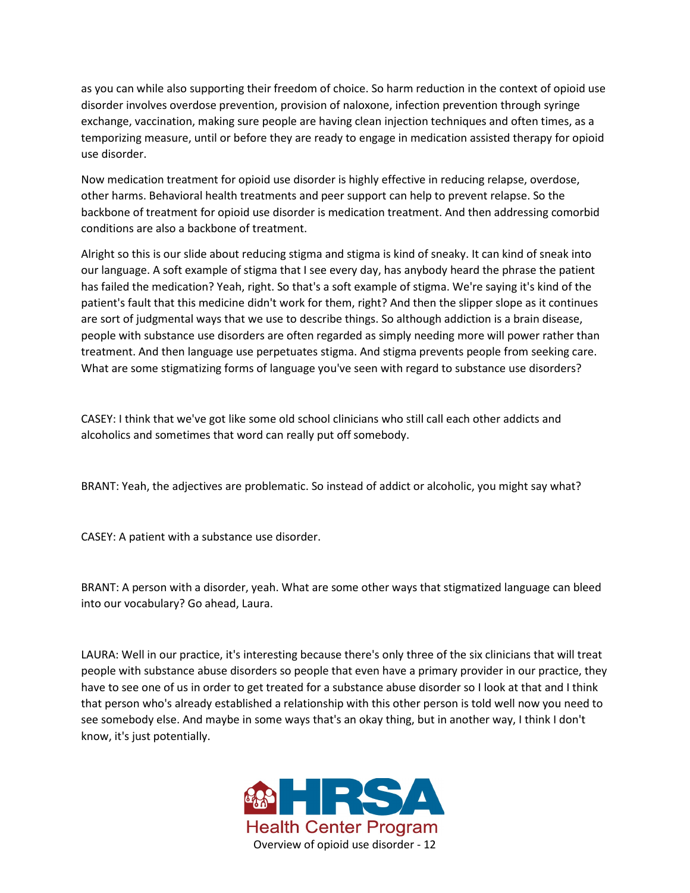as you can while also supporting their freedom of choice. So harm reduction in the context of opioid use disorder involves overdose prevention, provision of naloxone, infection prevention through syringe exchange, vaccination, making sure people are having clean injection techniques and often times, as a temporizing measure, until or before they are ready to engage in medication assisted therapy for opioid use disorder.

Now medication treatment for opioid use disorder is highly effective in reducing relapse, overdose, other harms. Behavioral health treatments and peer support can help to prevent relapse. So the backbone of treatment for opioid use disorder is medication treatment. And then addressing comorbid conditions are also a backbone of treatment.

Alright so this is our slide about reducing stigma and stigma is kind of sneaky. It can kind of sneak into our language. A soft example of stigma that I see every day, has anybody heard the phrase the patient has failed the medication? Yeah, right. So that's a soft example of stigma. We're saying it's kind of the patient's fault that this medicine didn't work for them, right? And then the slipper slope as it continues are sort of judgmental ways that we use to describe things. So although addiction is a brain disease, people with substance use disorders are often regarded as simply needing more will power rather than treatment. And then language use perpetuates stigma. And stigma prevents people from seeking care. What are some stigmatizing forms of language you've seen with regard to substance use disorders?

CASEY: I think that we've got like some old school clinicians who still call each other addicts and alcoholics and sometimes that word can really put off somebody.

BRANT: Yeah, the adjectives are problematic. So instead of addict or alcoholic, you might say what?

CASEY: A patient with a substance use disorder.

BRANT: A person with a disorder, yeah. What are some other ways that stigmatized language can bleed into our vocabulary? Go ahead, Laura.

LAURA: Well in our practice, it's interesting because there's only three of the six clinicians that will treat people with substance abuse disorders so people that even have a primary provider in our practice, they have to see one of us in order to get treated for a substance abuse disorder so I look at that and I think that person who's already established a relationship with this other person is told well now you need to see somebody else. And maybe in some ways that's an okay thing, but in another way, I think I don't know, it's just potentially.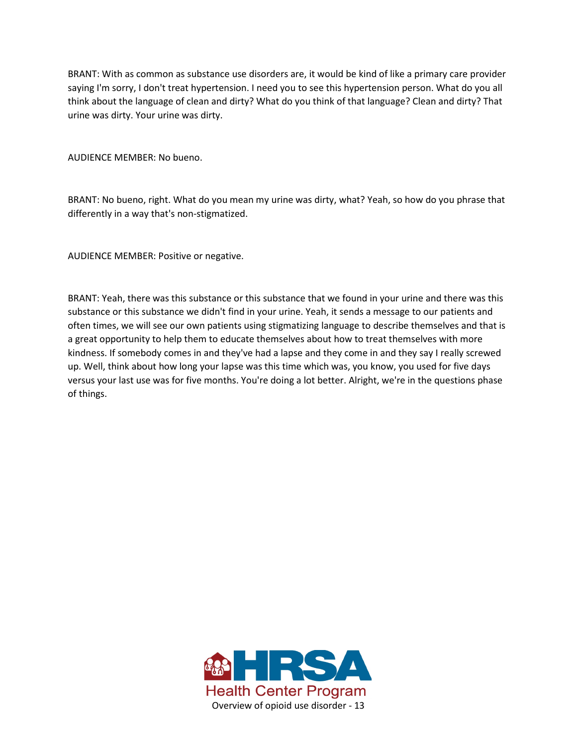BRANT: With as common as substance use disorders are, it would be kind of like a primary care provider saying I'm sorry, I don't treat hypertension. I need you to see this hypertension person. What do you all think about the language of clean and dirty? What do you think of that language? Clean and dirty? That urine was dirty. Your urine was dirty.

AUDIENCE MEMBER: No bueno.

BRANT: No bueno, right. What do you mean my urine was dirty, what? Yeah, so how do you phrase that differently in a way that's non-stigmatized.

AUDIENCE MEMBER: Positive or negative.

BRANT: Yeah, there was this substance or this substance that we found in your urine and there was this substance or this substance we didn't find in your urine. Yeah, it sends a message to our patients and often times, we will see our own patients using stigmatizing language to describe themselves and that is a great opportunity to help them to educate themselves about how to treat themselves with more kindness. If somebody comes in and they've had a lapse and they come in and they say I really screwed up. Well, think about how long your lapse was this time which was, you know, you used for five days versus your last use was for five months. You're doing a lot better. Alright, we're in the questions phase of things.